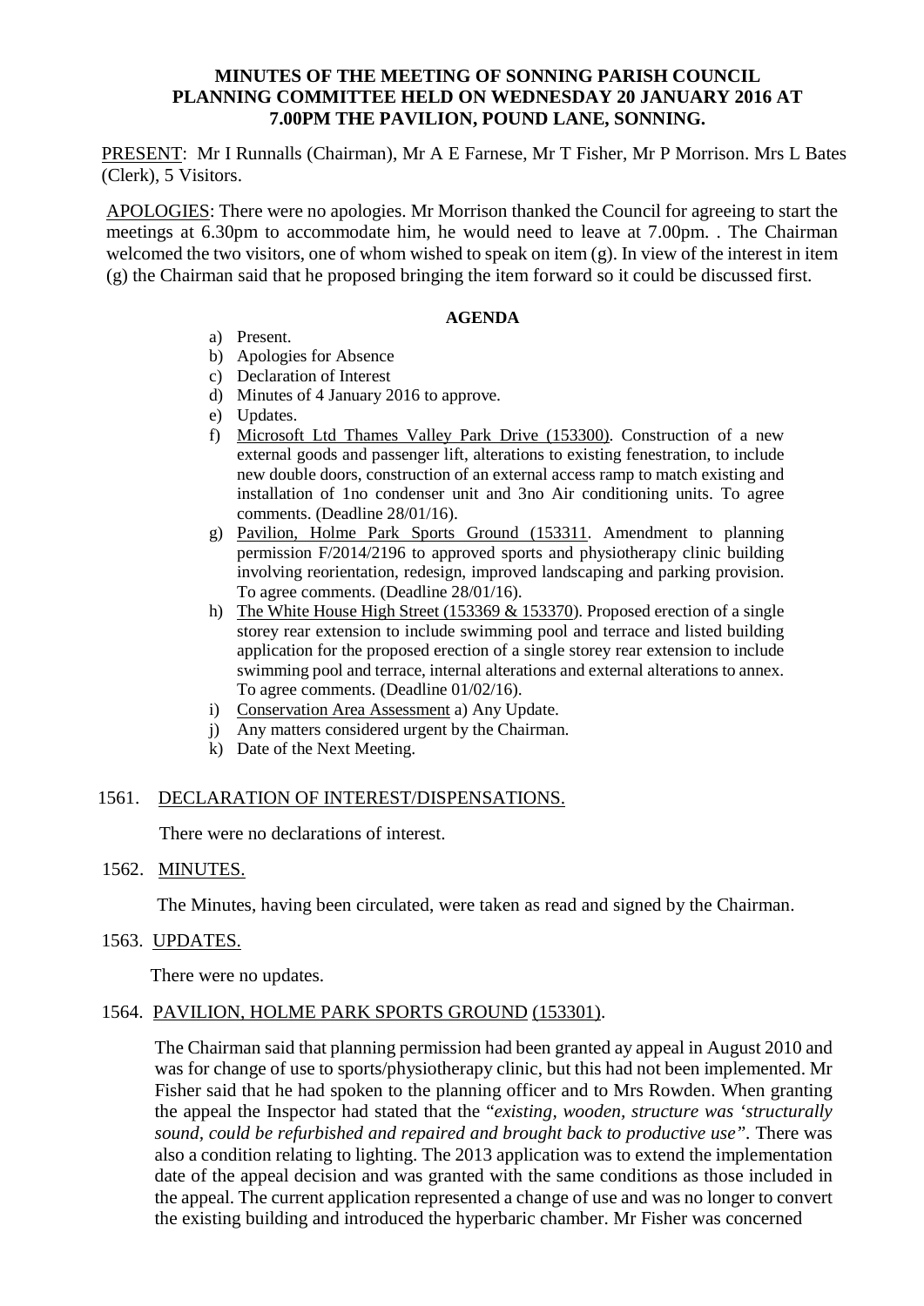**MINUTES OF THE MEETING OF SONNING PARISH COUNCIL PLANNING COMMITTEE HELD ON WEDNESDAY 20 JANUARY 2016 AT 7.00PM THE PAVILION, POUND LANE, SONNING.**

PRESENT: Mr I Runnalls (Chairman), Mr A E Farnese, Mr T Fisher, Mr P Morrison. Mrs L Bates (Clerk), 5 Visitors.

APOLOGIES: There were no apologies. Mr Morrison thanked the Council for agreeing to start the meetings at 6.30pm to accommodate him, he would need to leave at 7.00pm. . The Chairman welcomed the two visitors, one of whom wished to speak on item (g). In view of the interest in item (g) the Chairman said that he proposed bringing the item forward so it could be discussed first.

**AGENDA**

a) Present.
b) Apologies for Absence
c) Declaration of Interest
d) Minutes of 4 January 2016 to approve.
e) Updates.
f) Microsoft Ltd Thames Valley Park Drive (153300). Construction of a new external goods and passenger lift, alterations to existing fenestration, to include new double doors, construction of an external access ramp to match existing and installation of 1no condenser unit and 3no Air conditioning units. To agree comments. (Deadline 28/01/16).
g) Pavilion, Holme Park Sports Ground (153311. Amendment to planning permission F/2014/2196 to approved sports and physiotherapy clinic building involving reorientation, redesign, improved landscaping and parking provision. To agree comments. (Deadline 28/01/16).
h) The White House High Street (153369 & 153370). Proposed erection of a single storey rear extension to include swimming pool and terrace and listed building application for the proposed erection of a single storey rear extension to include swimming pool and terrace, internal alterations and external alterations to annex. To agree comments. (Deadline 01/02/16).
i) Conservation Area Assessment a) Any Update.
j) Any matters considered urgent by the Chairman.
k) Date of the Next Meeting.

1561. DECLARATION OF INTEREST/DISPENSATIONS.

There were no declarations of interest.

1562. MINUTES.

The Minutes, having been circulated, were taken as read and signed by the Chairman.

1563. UPDATES.

There were no updates.

1564. PAVILION, HOLME PARK SPORTS GROUND (153301).

The Chairman said that planning permission had been granted ay appeal in August 2010 and was for change of use to sports/physiotherapy clinic, but this had not been implemented. Mr Fisher said that he had spoken to the planning officer and to Mrs Rowden. When granting the appeal the Inspector had stated that the "*existing, wooden, structure was 'structurally sound, could be refurbished and repaired and brought back to productive use"*. There was also a condition relating to lighting. The 2013 application was to extend the implementation date of the appeal decision and was granted with the same conditions as those included in the appeal. The current application represented a change of use and was no longer to convert the existing building and introduced the hyperbaric chamber. Mr Fisher was concerned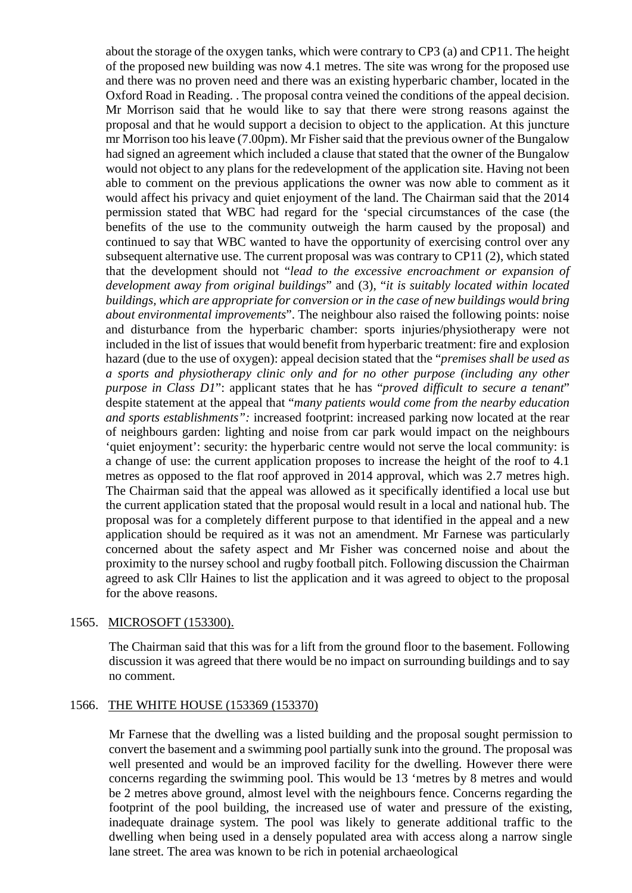about the storage of the oxygen tanks, which were contrary to CP3 (a) and CP11. The height of the proposed new building was now 4.1 metres. The site was wrong for the proposed use and there was no proven need and there was an existing hyperbaric chamber, located in the Oxford Road in Reading. . The proposal contra veined the conditions of the appeal decision. Mr Morrison said that he would like to say that there were strong reasons against the proposal and that he would support a decision to object to the application. At this juncture mr Morrison too his leave (7.00pm). Mr Fisher said that the previous owner of the Bungalow had signed an agreement which included a clause that stated that the owner of the Bungalow would not object to any plans for the redevelopment of the application site. Having not been able to comment on the previous applications the owner was now able to comment as it would affect his privacy and quiet enjoyment of the land. The Chairman said that the 2014 permission stated that WBC had regard for the 'special circumstances of the case (the benefits of the use to the community outweigh the harm caused by the proposal) and continued to say that WBC wanted to have the opportunity of exercising control over any subsequent alternative use. The current proposal was was contrary to CP11 (2), which stated that the development should not "*lead to the excessive encroachment or expansion of development away from original buildings*" and (3), "*it is suitably located within located buildings, which are appropriate for conversion or in the case of new buildings would bring about environmental improvements*". The neighbour also raised the following points: noise and disturbance from the hyperbaric chamber: sports injuries/physiotherapy were not included in the list of issues that would benefit from hyperbaric treatment: fire and explosion hazard (due to the use of oxygen): appeal decision stated that the "*premises shall be used as a sports and physiotherapy clinic only and for no other purpose (including any other purpose in Class D1*": applicant states that he has "*proved difficult to secure a tenant*" despite statement at the appeal that "*many patients would come from the nearby education and sports establishments":* increased footprint: increased parking now located at the rear of neighbours garden: lighting and noise from car park would impact on the neighbours 'quiet enjoyment': security: the hyperbaric centre would not serve the local community: is a change of use: the current application proposes to increase the height of the roof to 4.1 metres as opposed to the flat roof approved in 2014 approval, which was 2.7 metres high. The Chairman said that the appeal was allowed as it specifically identified a local use but the current application stated that the proposal would result in a local and national hub. The proposal was for a completely different purpose to that identified in the appeal and a new application should be required as it was not an amendment. Mr Farnese was particularly concerned about the safety aspect and Mr Fisher was concerned noise and about the proximity to the nursey school and rugby football pitch. Following discussion the Chairman agreed to ask Cllr Haines to list the application and it was agreed to object to the proposal for the above reasons.

1565. <u>MICROSOFT (153300).</u>

The Chairman said that this was for a lift from the ground floor to the basement. Following discussion it was agreed that there would be no impact on surrounding buildings and to say no comment.

1566. <u>THE WHITE HOUSE (153369 (153370)</u>

Mr Farnese that the dwelling was a listed building and the proposal sought permission to convert the basement and a swimming pool partially sunk into the ground. The proposal was well presented and would be an improved facility for the dwelling. However there were concerns regarding the swimming pool. This would be 13 'metres by 8 metres and would be 2 metres above ground, almost level with the neighbours fence. Concerns regarding the footprint of the pool building, the increased use of water and pressure of the existing, inadequate drainage system. The pool was likely to generate additional traffic to the dwelling when being used in a densely populated area with access along a narrow single lane street. The area was known to be rich in potenial archaeological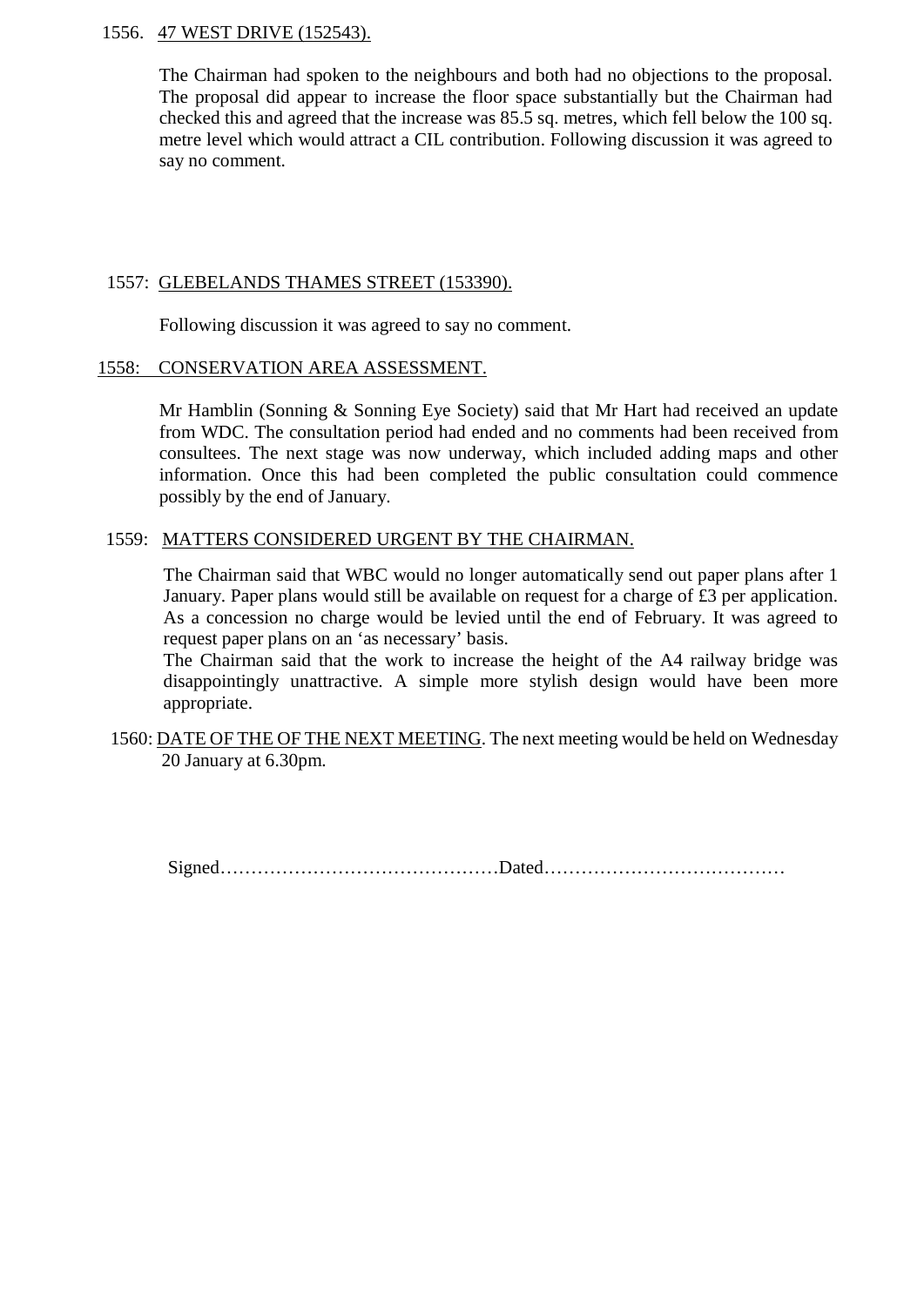1556. <u>47 WEST DRIVE (152543).</u>

The Chairman had spoken to the neighbours and both had no objections to the proposal. The proposal did appear to increase the floor space substantially but the Chairman had checked this and agreed that the increase was 85.5 sq. metres, which fell below the 100 sq. metre level which would attract a CIL contribution. Following discussion it was agreed to say no comment.

1557: <u>GLEBELANDS THAMES STREET (153390).</u>

Following discussion it was agreed to say no comment.

<u>1558: CONSERVATION AREA ASSESSMENT.</u>

Mr Hamblin (Sonning & Sonning Eye Society) said that Mr Hart had received an update from WDC. The consultation period had ended and no comments had been received from consultees. The next stage was now underway, which included adding maps and other information. Once this had been completed the public consultation could commence possibly by the end of January.

1559: <u>MATTERS CONSIDERED URGENT BY THE CHAIRMAN.</u>

The Chairman said that WBC would no longer automatically send out paper plans after 1 January. Paper plans would still be available on request for a charge of £3 per application. As a concession no charge would be levied until the end of February. It was agreed to request paper plans on an 'as necessary' basis.

The Chairman said that the work to increase the height of the A4 railway bridge was disappointingly unattractive. A simple more stylish design would have been more appropriate.

1560: <u>DATE OF THE OF THE NEXT MEETING</u>. The next meeting would be held on Wednesday 20 January at 6.30pm.

Signed………………………………………Dated…………………………………